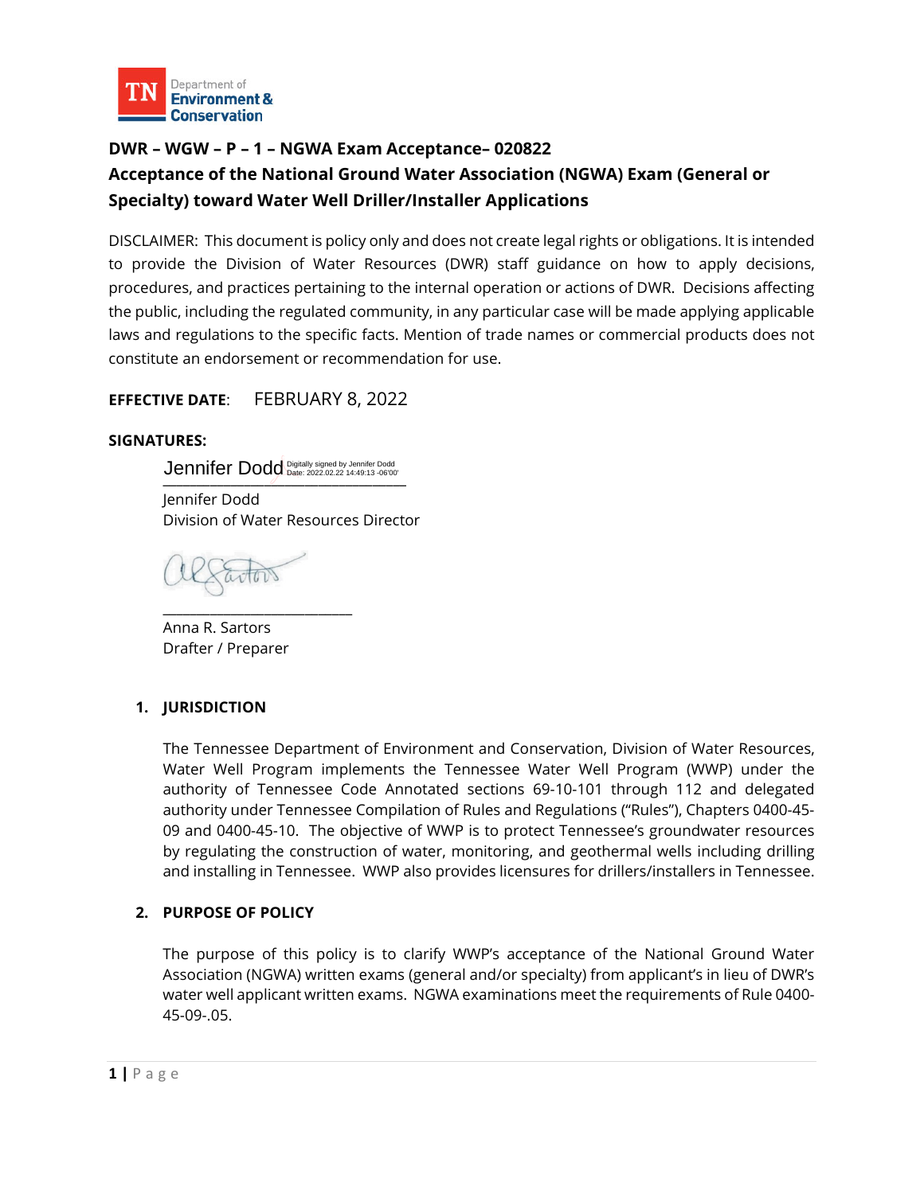TN Department of Environment & Conservation

# DWR – WGW – P – 1 – NGWA Exam Acceptance– 020822

# Acceptance of the National Ground Water Association (NGWA) Exam (General or Specialty) toward Water Well Driller/Installer Applications

DISCLAIMER: This document is policy only and does not create legal rights or obligations. It is intended to provide the Division of Water Resources (DWR) staff guidance on how to apply decisions, procedures, and practices pertaining to the internal operation or actions of DWR. Decisions affecting the public, including the regulated community, in any particular case will be made applying applicable laws and regulations to the specific facts. Mention of trade names or commercial products does not constitute an endorsement or recommendation for use.

**EFFECTIVE DATE**: FEBRUARY 8, 2022

**SIGNATURES:**

Jennifer Dodd Digitally signed by Jennifer Dodd Date: 2022.02.22 14:49:13 -06'00'

Jennifer Dodd
Division of Water Resources Director

Anna R. Sartors
Drafter / Preparer

## 1. JURISDICTION

The Tennessee Department of Environment and Conservation, Division of Water Resources, Water Well Program implements the Tennessee Water Well Program (WWP) under the authority of Tennessee Code Annotated sections 69-10-101 through 112 and delegated authority under Tennessee Compilation of Rules and Regulations ("Rules"), Chapters 0400-45-09 and 0400-45-10. The objective of WWP is to protect Tennessee's groundwater resources by regulating the construction of water, monitoring, and geothermal wells including drilling and installing in Tennessee. WWP also provides licensures for drillers/installers in Tennessee.

## 2. PURPOSE OF POLICY

The purpose of this policy is to clarify WWP's acceptance of the National Ground Water Association (NGWA) written exams (general and/or specialty) from applicant's in lieu of DWR's water well applicant written exams. NGWA examinations meet the requirements of Rule 0400-45-09-.05.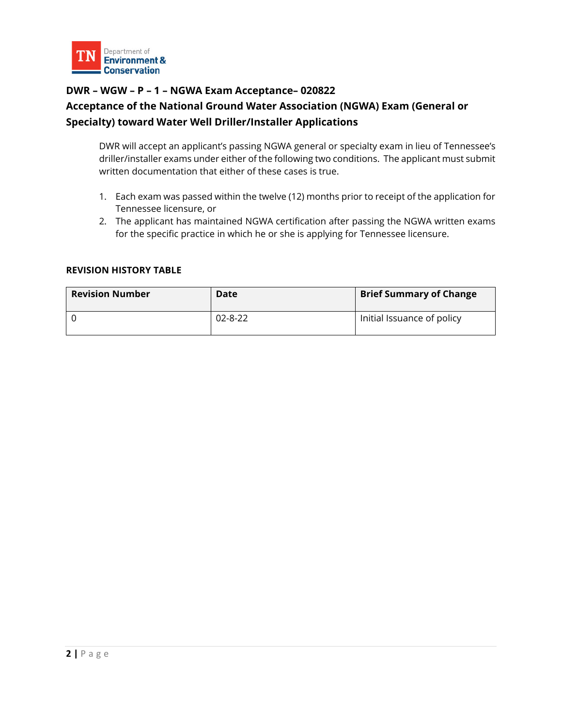**DWR – WGW – P – 1 – NGWA Exam Acceptance– 020822**

**Acceptance of the National Ground Water Association (NGWA) Exam (General or Specialty) toward Water Well Driller/Installer Applications**

DWR will accept an applicant's passing NGWA general or specialty exam in lieu of Tennessee's driller/installer exams under either of the following two conditions. The applicant must submit written documentation that either of these cases is true.

1. Each exam was passed within the twelve (12) months prior to receipt of the application for Tennessee licensure, or
2. The applicant has maintained NGWA certification after passing the NGWA written exams for the specific practice in which he or she is applying for Tennessee licensure.

**REVISION HISTORY TABLE**

| Revision Number | Date | Brief Summary of Change |
| --- | --- | --- |
| 0 | 02-8-22 | Initial Issuance of policy |